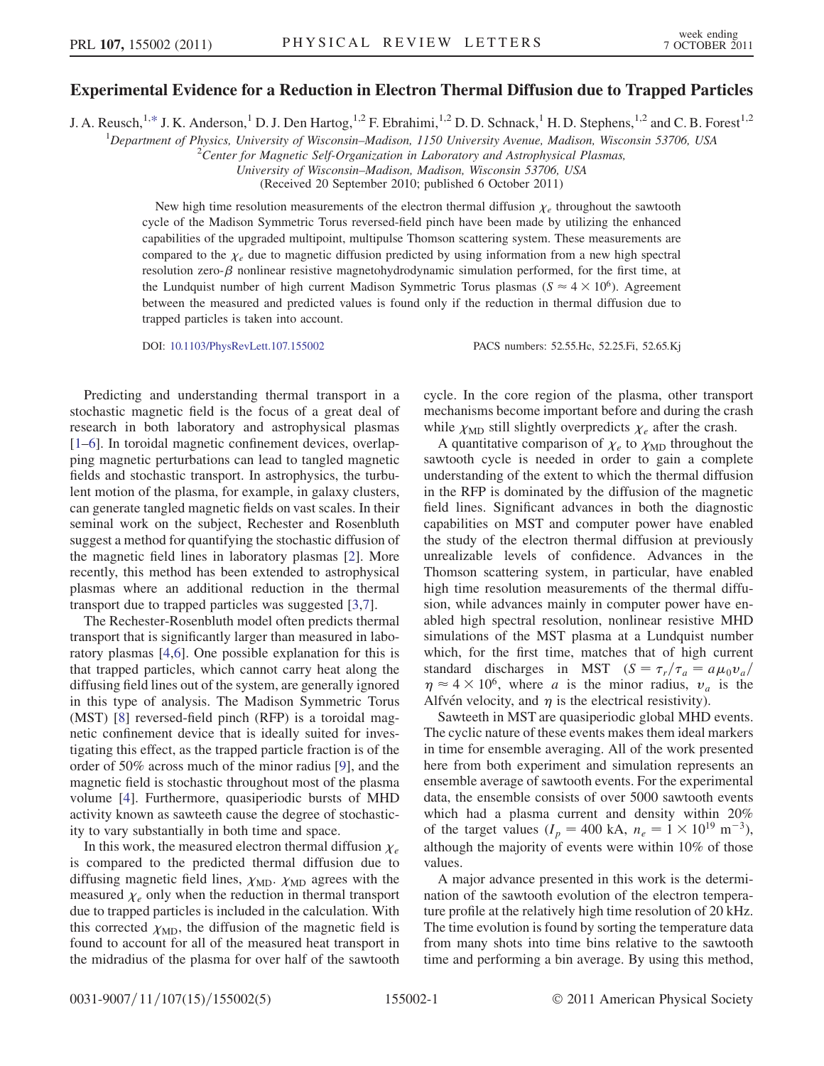# Experimental Evidence for a Reduction in Electron Thermal Diffusion due to Trapped Particles

J. A. Reusch,[1,*] J. K. Anderson,[1] D. J. Den Hartog,[1,2] F. Ebrahimi,[1,2] D. D. Schnack,[1] H. D. Stephens,[1,2] and C. B. Forest[1,2]

[1]Department of Physics, University of Wisconsin–Madison, 1150 University Avenue, Madison, Wisconsin 53706, USA

[2]Center for Magnetic Self-Organization in Laboratory and Astrophysical Plasmas, University of Wisconsin–Madison, Madison, Wisconsin 53706, USA

(Received 20 September 2010; published 6 October 2011)

New high time resolution measurements of the electron thermal diffusion $\chi_e$ throughout the sawtooth cycle of the Madison Symmetric Torus reversed-field pinch have been made by utilizing the enhanced capabilities of the upgraded multipoint, multipulse Thomson scattering system. These measurements are compared to the $\chi_e$ due to magnetic diffusion predicted by using information from a new high spectral resolution zero-$\beta$ nonlinear resistive magnetohydrodynamic simulation performed, for the first time, at the Lundquist number of high current Madison Symmetric Torus plasmas ($S \approx 4 \times 10^6$). Agreement between the measured and predicted values is found only if the reduction in thermal diffusion due to trapped particles is taken into account.

DOI: 10.1103/PhysRevLett.107.155002 PACS numbers: 52.55.Hc, 52.25.Fi, 52.65.Kj

Predicting and understanding thermal transport in a stochastic magnetic field is the focus of a great deal of research in both laboratory and astrophysical plasmas [1–6]. In toroidal magnetic confinement devices, overlapping magnetic perturbations can lead to tangled magnetic fields and stochastic transport. In astrophysics, the turbulent motion of the plasma, for example, in galaxy clusters, can generate tangled magnetic fields on vast scales. In their seminal work on the subject, Rechester and Rosenbluth suggest a method for quantifying the stochastic diffusion of the magnetic field lines in laboratory plasmas [2]. More recently, this method has been extended to astrophysical plasmas where an additional reduction in the thermal transport due to trapped particles was suggested [3,7].

The Rechester-Rosenbluth model often predicts thermal transport that is significantly larger than measured in laboratory plasmas [4,6]. One possible explanation for this is that trapped particles, which cannot carry heat along the diffusing field lines out of the system, are generally ignored in this type of analysis. The Madison Symmetric Torus (MST) [8] reversed-field pinch (RFP) is a toroidal magnetic confinement device that is ideally suited for investigating this effect, as the trapped particle fraction is of the order of 50% across much of the minor radius [9], and the magnetic field is stochastic throughout most of the plasma volume [4]. Furthermore, quasiperiodic bursts of MHD activity known as sawteeth cause the degree of stochasticity to vary substantially in both time and space.

In this work, the measured electron thermal diffusion $\chi_e$ is compared to the predicted thermal diffusion due to diffusing magnetic field lines, $\chi_{\mathrm{MD}}$. $\chi_{\mathrm{MD}}$ agrees with the measured $\chi_e$ only when the reduction in thermal transport due to trapped particles is included in the calculation. With this corrected $\chi_{\mathrm{MD}}$, the diffusion of the magnetic field is found to account for all of the measured heat transport in the midradius of the plasma for over half of the sawtooth cycle. In the core region of the plasma, other transport mechanisms become important before and during the crash while $\chi_{\mathrm{MD}}$ still slightly overpredicts $\chi_e$ after the crash.

A quantitative comparison of $\chi_e$ to $\chi_{\mathrm{MD}}$ throughout the sawtooth cycle is needed in order to gain a complete understanding of the extent to which the thermal diffusion in the RFP is dominated by the diffusion of the magnetic field lines. Significant advances in both the diagnostic capabilities on MST and computer power have enabled the study of the electron thermal diffusion at previously unrealizable levels of confidence. Advances in the Thomson scattering system, in particular, have enabled high time resolution measurements of the thermal diffusion, while advances mainly in computer power have enabled high spectral resolution, nonlinear resistive MHD simulations of the MST plasma at a Lundquist number which, for the first time, matches that of high current standard discharges in MST ($S = \tau_r/\tau_a = a\mu_0 v_a/\eta \approx 4 \times 10^6$, where $a$ is the minor radius, $v_a$ is the Alfvén velocity, and $\eta$ is the electrical resistivity).

Sawteeth in MST are quasiperiodic global MHD events. The cyclic nature of these events makes them ideal markers in time for ensemble averaging. All of the work presented here from both experiment and simulation represents an ensemble average of sawtooth events. For the experimental data, the ensemble consists of over 5000 sawtooth events which had a plasma current and density within 20% of the target values ($I_p = 400$ kA, $n_e = 1 \times 10^{19}$ m$^{-3}$), although the majority of events were within 10% of those values.

A major advance presented in this work is the determination of the sawtooth evolution of the electron temperature profile at the relatively high time resolution of 20 kHz. The time evolution is found by sorting the temperature data from many shots into time bins relative to the sawtooth time and performing a bin average. By using this method,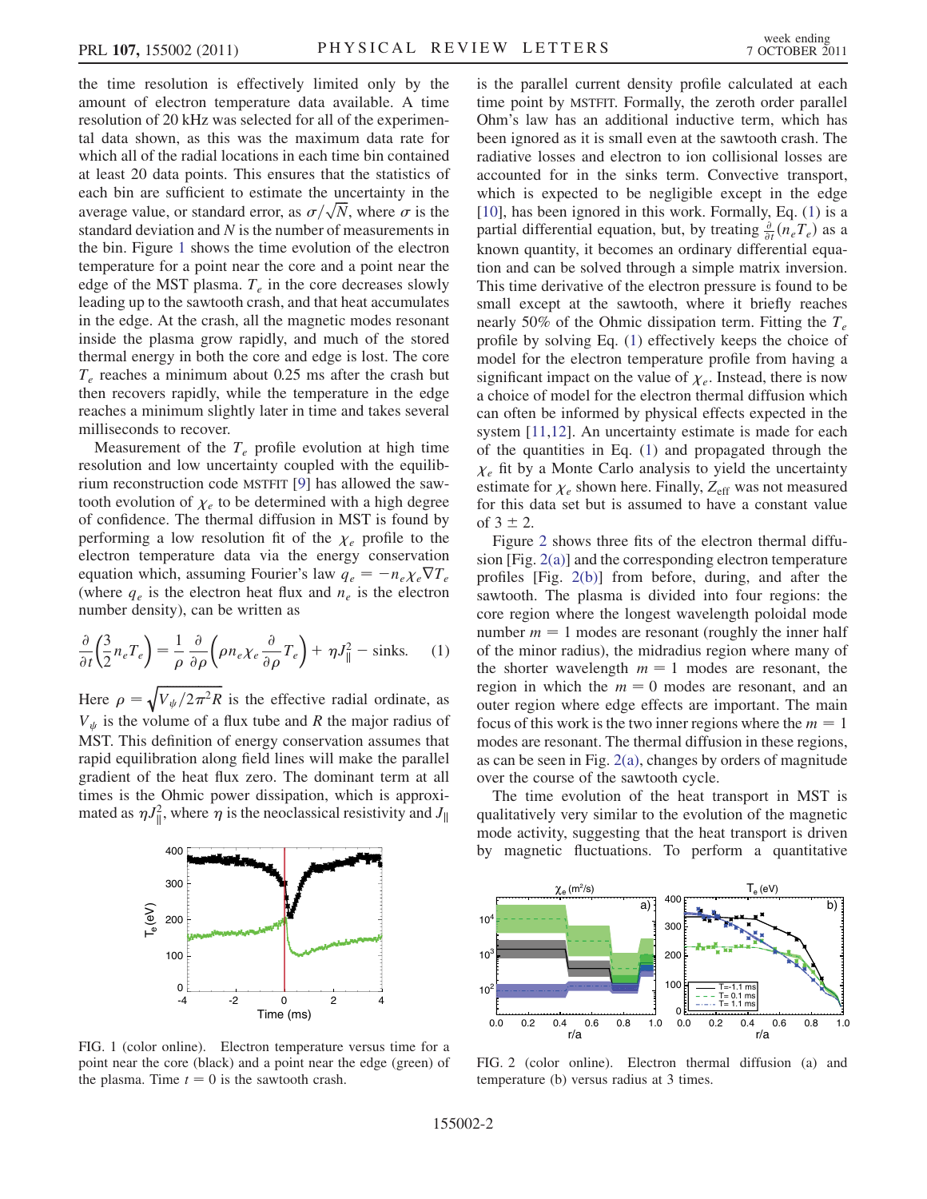the time resolution is effectively limited only by the amount of electron temperature data available. A time resolution of 20 kHz was selected for all of the experimental data shown, as this was the maximum data rate for which all of the radial locations in each time bin contained at least 20 data points. This ensures that the statistics of each bin are sufficient to estimate the uncertainty in the average value, or standard error, as $\sigma/\sqrt{N}$, where $\sigma$ is the standard deviation and $N$ is the number of measurements in the bin. Figure 1 shows the time evolution of the electron temperature for a point near the core and a point near the edge of the MST plasma. $T_e$ in the core decreases slowly leading up to the sawtooth crash, and that heat accumulates in the edge. At the crash, all the magnetic modes resonant inside the plasma grow rapidly, and much of the stored thermal energy in both the core and edge is lost. The core $T_e$ reaches a minimum about 0.25 ms after the crash but then recovers rapidly, while the temperature in the edge reaches a minimum slightly later in time and takes several milliseconds to recover.

Measurement of the $T_e$ profile evolution at high time resolution and low uncertainty coupled with the equilibrium reconstruction code MSTFIT [9] has allowed the sawtooth evolution of $\chi_e$ to be determined with a high degree of confidence. The thermal diffusion in MST is found by performing a low resolution fit of the $\chi_e$ profile to the electron temperature data via the energy conservation equation which, assuming Fourier's law $q_e = -n_e\chi_e\nabla T_e$ (where $q_e$ is the electron heat flux and $n_e$ is the electron number density), can be written as

$$\frac{\partial}{\partial t}\left(\frac{3}{2}n_e T_e\right) = \frac{1}{\rho}\frac{\partial}{\partial \rho}\left(\rho n_e \chi_e \frac{\partial}{\partial \rho}T_e\right) + \eta J_\parallel^2 - \text{sinks}. \quad (1)$$

Here $\rho = \sqrt{V_\psi/2\pi^2 R}$ is the effective radial ordinate, as $V_\psi$ is the volume of a flux tube and $R$ the major radius of MST. This definition of energy conservation assumes that rapid equilibration along field lines will make the parallel gradient of the heat flux zero. The dominant term at all times is the Ohmic power dissipation, which is approximated as $\eta J_\parallel^2$, where $\eta$ is the neoclassical resistivity and $J_\parallel$ is the parallel current density profile calculated at each time point by MSTFIT. Formally, the zeroth order parallel Ohm's law has an additional inductive term, which has been ignored as it is small even at the sawtooth crash. The radiative losses and electron to ion collisional losses are accounted for in the sinks term. Convective transport, which is expected to be negligible except in the edge [10], has been ignored in this work. Formally, Eq. (1) is a partial differential equation, but, by treating $\frac{\partial}{\partial t}(n_e T_e)$ as a known quantity, it becomes an ordinary differential equation and can be solved through a simple matrix inversion. This time derivative of the electron pressure is found to be small except at the sawtooth, where it briefly reaches nearly 50% of the Ohmic dissipation term. Fitting the $T_e$ profile by solving Eq. (1) effectively keeps the choice of model for the electron temperature profile from having a significant impact on the value of $\chi_e$. Instead, there is now a choice of model for the electron thermal diffusion which can often be informed by physical effects expected in the system [11,12]. An uncertainty estimate is made for each of the quantities in Eq. (1) and propagated through the $\chi_e$ fit by a Monte Carlo analysis to yield the uncertainty estimate for $\chi_e$ shown here. Finally, $Z_{\text{eff}}$ was not measured for this data set but is assumed to have a constant value of $3 \pm 2$.

FIG. 1 (color online). Electron temperature versus time for a point near the core (black) and a point near the edge (green) of the plasma. Time $t = 0$ is the sawtooth crash.

Figure 2 shows three fits of the electron thermal diffusion [Fig. 2(a)] and the corresponding electron temperature profiles [Fig. 2(b)] from before, during, and after the sawtooth. The plasma is divided into four regions: the core region where the longest wavelength poloidal mode number $m = 1$ modes are resonant (roughly the inner half of the minor radius), the midradius region where many of the shorter wavelength $m = 1$ modes are resonant, the region in which the $m = 0$ modes are resonant, and an outer region where edge effects are important. The main focus of this work is the two inner regions where the $m = 1$ modes are resonant. The thermal diffusion in these regions, as can be seen in Fig. 2(a), changes by orders of magnitude over the course of the sawtooth cycle.

The time evolution of the heat transport in MST is qualitatively very similar to the evolution of the magnetic mode activity, suggesting that the heat transport is driven by magnetic fluctuations. To perform a quantitative

FIG. 2 (color online). Electron thermal diffusion (a) and temperature (b) versus radius at 3 times.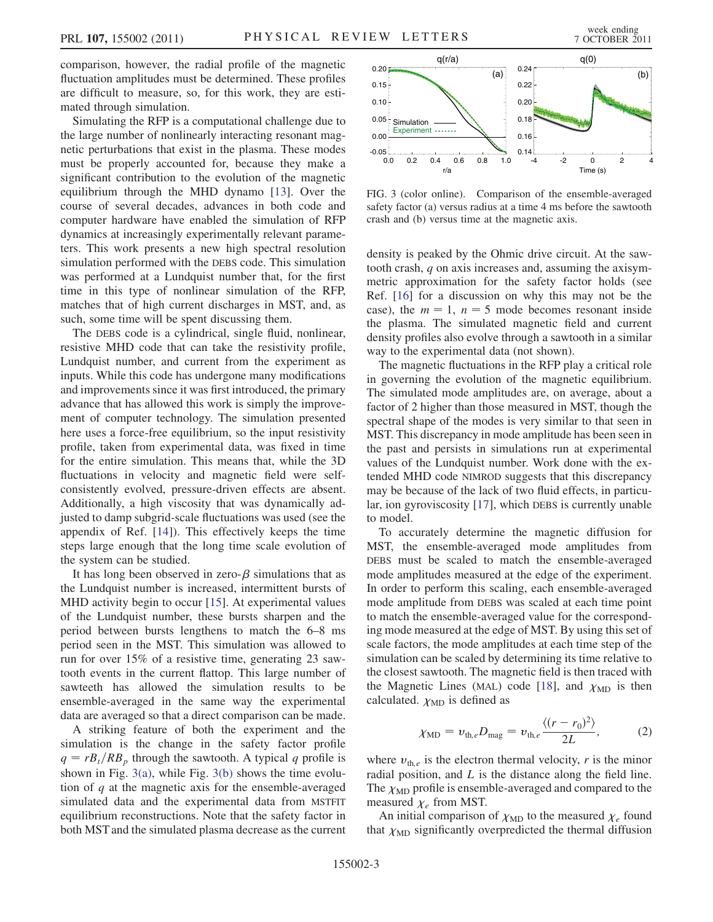comparison, however, the radial profile of the magnetic fluctuation amplitudes must be determined. These profiles are difficult to measure, so, for this work, they are estimated through simulation.

Simulating the RFP is a computational challenge due to the large number of nonlinearly interacting resonant magnetic perturbations that exist in the plasma. These modes must be properly accounted for, because they make a significant contribution to the evolution of the magnetic equilibrium through the MHD dynamo [13]. Over the course of several decades, advances in both code and computer hardware have enabled the simulation of RFP dynamics at increasingly experimentally relevant parameters. This work presents a new high spectral resolution simulation performed with the DEBS code. This simulation was performed at a Lundquist number that, for the first time in this type of nonlinear simulation of the RFP, matches that of high current discharges in MST, and, as such, some time will be spent discussing them.

The DEBS code is a cylindrical, single fluid, nonlinear, resistive MHD code that can take the resistivity profile, Lundquist number, and current from the experiment as inputs. While this code has undergone many modifications and improvements since it was first introduced, the primary advance that has allowed this work is simply the improvement of computer technology. The simulation presented here uses a force-free equilibrium, so the input resistivity profile, taken from experimental data, was fixed in time for the entire simulation. This means that, while the 3D fluctuations in velocity and magnetic field were self-consistently evolved, pressure-driven effects are absent. Additionally, a high viscosity that was dynamically adjusted to damp subgrid-scale fluctuations was used (see the appendix of Ref. [14]). This effectively keeps the time steps large enough that the long time scale evolution of the system can be studied.

It has long been observed in zero-$\beta$ simulations that as the Lundquist number is increased, intermittent bursts of MHD activity begin to occur [15]. At experimental values of the Lundquist number, these bursts sharpen and the period between bursts lengthens to match the 6–8 ms period seen in the MST. This simulation was allowed to run for over 15% of a resistive time, generating 23 sawtooth events in the current flattop. This large number of sawteeth has allowed the simulation results to be ensemble-averaged in the same way the experimental data are averaged so that a direct comparison can be made.

A striking feature of both the experiment and the simulation is the change in the safety factor profile $q = rB_t/RB_p$ through the sawtooth. A typical $q$ profile is shown in Fig. 3(a), while Fig. 3(b) shows the time evolution of $q$ at the magnetic axis for the ensemble-averaged simulated data and the experimental data from MSTFIT equilibrium reconstructions. Note that the safety factor in both MST and the simulated plasma decrease as the current density is peaked by the Ohmic drive circuit. At the sawtooth crash, $q$ on axis increases and, assuming the axisymmetric approximation for the safety factor holds (see Ref. [16] for a discussion on why this may not be the case), the $m = 1$, $n = 5$ mode becomes resonant inside the plasma. The simulated magnetic field and current density profiles also evolve through a sawtooth in a similar way to the experimental data (not shown).

FIG. 3 (color online). Comparison of the ensemble-averaged safety factor (a) versus radius at a time 4 ms before the sawtooth crash and (b) versus time at the magnetic axis.

The magnetic fluctuations in the RFP play a critical role in governing the evolution of the magnetic equilibrium. The simulated mode amplitudes are, on average, about a factor of 2 higher than those measured in MST, though the spectral shape of the modes is very similar to that seen in MST. This discrepancy in mode amplitude has been seen in the past and persists in simulations run at experimental values of the Lundquist number. Work done with the extended MHD code NIMROD suggests that this discrepancy may be because of the lack of two fluid effects, in particular, ion gyroviscosity [17], which DEBS is currently unable to model.

To accurately determine the magnetic diffusion for MST, the ensemble-averaged mode amplitudes from DEBS must be scaled to match the ensemble-averaged mode amplitudes measured at the edge of the experiment. In order to perform this scaling, each ensemble-averaged mode amplitude from DEBS was scaled at each time point to match the ensemble-averaged value for the corresponding mode measured at the edge of MST. By using this set of scale factors, the mode amplitudes at each time step of the simulation can be scaled by determining its time relative to the closest sawtooth. The magnetic field is then traced with the Magnetic Lines (MAL) code [18], and $\chi_{\text{MD}}$ is then calculated. $\chi_{\text{MD}}$ is defined as

$$\chi_{\text{MD}} = v_{\text{th},e} D_{\text{mag}} = v_{\text{th},e} \frac{\langle (r - r_0)^2 \rangle}{2L}, \tag{2}$$

where $v_{\text{th},e}$ is the electron thermal velocity, $r$ is the minor radial position, and $L$ is the distance along the field line. The $\chi_{\text{MD}}$ profile is ensemble-averaged and compared to the measured $\chi_e$ from MST.

An initial comparison of $\chi_{\text{MD}}$ to the measured $\chi_e$ found that $\chi_{\text{MD}}$ significantly overpredicted the thermal diffusion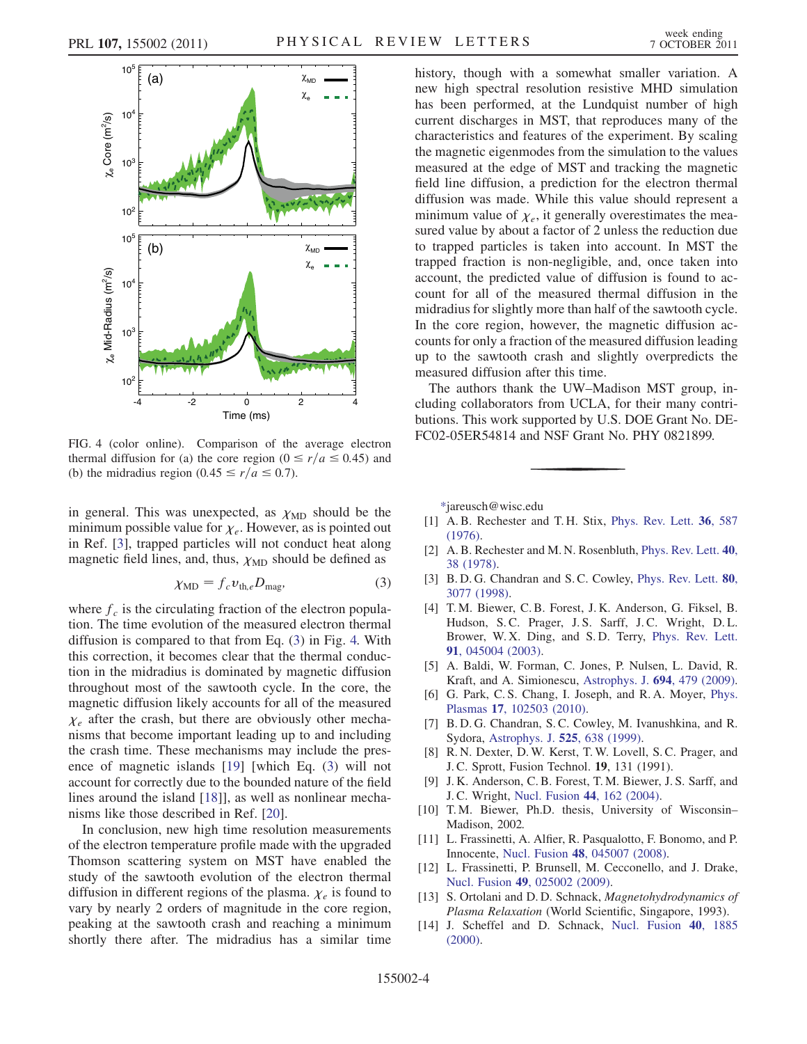FIG. 4 (color online). Comparison of the average electron thermal diffusion for (a) the core region ($0 \leq r/a \leq 0.45$) and (b) the midradius region ($0.45 \leq r/a \leq 0.7$).

in general. This was unexpected, as $\chi_{\mathrm{MD}}$ should be the minimum possible value for $\chi_e$. However, as is pointed out in Ref. [3], trapped particles will not conduct heat along magnetic field lines, and, thus, $\chi_{\mathrm{MD}}$ should be defined as

$$\chi_{\mathrm{MD}} = f_c v_{\mathrm{th},e} D_{\mathrm{mag}}, \tag{3}$$

where $f_c$ is the circulating fraction of the electron population. The time evolution of the measured electron thermal diffusion is compared to that from Eq. (3) in Fig. 4. With this correction, it becomes clear that the thermal conduction in the midradius is dominated by magnetic diffusion throughout most of the sawtooth cycle. In the core, the magnetic diffusion likely accounts for all of the measured $\chi_e$ after the crash, but there are obviously other mechanisms that become important leading up to and including the crash time. These mechanisms may include the presence of magnetic islands [19] [which Eq. (3) will not account for correctly due to the bounded nature of the field lines around the island [18]], as well as nonlinear mechanisms like those described in Ref. [20].

In conclusion, new high time resolution measurements of the electron temperature profile made with the upgraded Thomson scattering system on MST have enabled the study of the sawtooth evolution of the electron thermal diffusion in different regions of the plasma. $\chi_e$ is found to vary by nearly 2 orders of magnitude in the core region, peaking at the sawtooth crash and reaching a minimum shortly there after. The midradius has a similar time history, though with a somewhat smaller variation. A new high spectral resolution resistive MHD simulation has been performed, at the Lundquist number of high current discharges in MST, that reproduces many of the characteristics and features of the experiment. By scaling the magnetic eigenmodes from the simulation to the values measured at the edge of MST and tracking the magnetic field line diffusion, a prediction for the electron thermal diffusion was made. While this value should represent a minimum value of $\chi_e$, it generally overestimates the measured value by about a factor of 2 unless the reduction due to trapped particles is taken into account. In MST the trapped fraction is non-negligible, and, once taken into account, the predicted value of diffusion is found to account for all of the measured thermal diffusion in the midradius for slightly more than half of the sawtooth cycle. In the core region, however, the magnetic diffusion accounts for only a fraction of the measured diffusion leading up to the sawtooth crash and slightly overpredicts the measured diffusion after this time.

The authors thank the UW–Madison MST group, including collaborators from UCLA, for their many contributions. This work supported by U.S. DOE Grant No. DE-FC02-05ER54814 and NSF Grant No. PHY 0821899.

---

*jareusch@wisc.edu

[1] A. B. Rechester and T. H. Stix, Phys. Rev. Lett. **36**, 587 (1976).

[2] A. B. Rechester and M. N. Rosenbluth, Phys. Rev. Lett. **40**, 38 (1978).

[3] B. D. G. Chandran and S. C. Cowley, Phys. Rev. Lett. **80**, 3077 (1998).

[4] T. M. Biewer, C. B. Forest, J. K. Anderson, G. Fiksel, B. Hudson, S. C. Prager, J. S. Sarff, J. C. Wright, D. L. Brower, W. X. Ding, and S. D. Terry, Phys. Rev. Lett. **91**, 045004 (2003).

[5] A. Baldi, W. Forman, C. Jones, P. Nulsen, L. David, R. Kraft, and A. Simionescu, Astrophys. J. **694**, 479 (2009).

[6] G. Park, C. S. Chang, I. Joseph, and R. A. Moyer, Phys. Plasmas **17**, 102503 (2010).

[7] B. D. G. Chandran, S. C. Cowley, M. Ivanushkina, and R. Sydora, Astrophys. J. **525**, 638 (1999).

[8] R. N. Dexter, D. W. Kerst, T. W. Lovell, S. C. Prager, and J. C. Sprott, Fusion Technol. **19**, 131 (1991).

[9] J. K. Anderson, C. B. Forest, T. M. Biewer, J. S. Sarff, and J. C. Wright, Nucl. Fusion **44**, 162 (2004).

[10] T. M. Biewer, Ph.D. thesis, University of Wisconsin–Madison, 2002.

[11] L. Frassinetti, A. Alfier, R. Pasqualotto, F. Bonomo, and P. Innocente, Nucl. Fusion **48**, 045007 (2008).

[12] L. Frassinetti, P. Brunsell, M. Cecconello, and J. Drake, Nucl. Fusion **49**, 025002 (2009).

[13] S. Ortolani and D. D. Schnack, *Magnetohydrodynamics of Plasma Relaxation* (World Scientific, Singapore, 1993).

[14] J. Scheffel and D. Schnack, Nucl. Fusion **40**, 1885 (2000).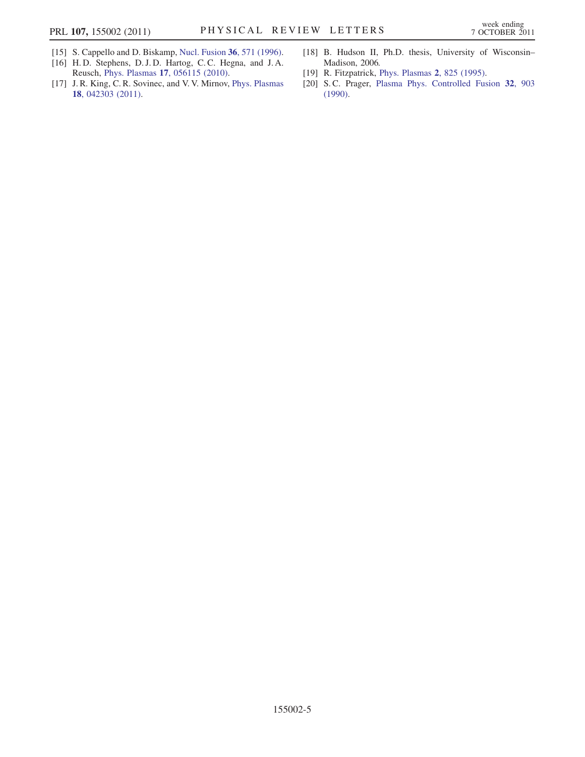[15] S. Cappello and D. Biskamp, Nucl. Fusion **36**, 571 (1996).

[16] H. D. Stephens, D. J. D. Hartog, C. C. Hegna, and J. A. Reusch, Phys. Plasmas **17**, 056115 (2010).

[17] J. R. King, C. R. Sovinec, and V. V. Mirnov, Phys. Plasmas **18**, 042303 (2011).

[18] B. Hudson II, Ph.D. thesis, University of Wisconsin–Madison, 2006.

[19] R. Fitzpatrick, Phys. Plasmas **2**, 825 (1995).

[20] S. C. Prager, Plasma Phys. Controlled Fusion **32**, 903 (1990).